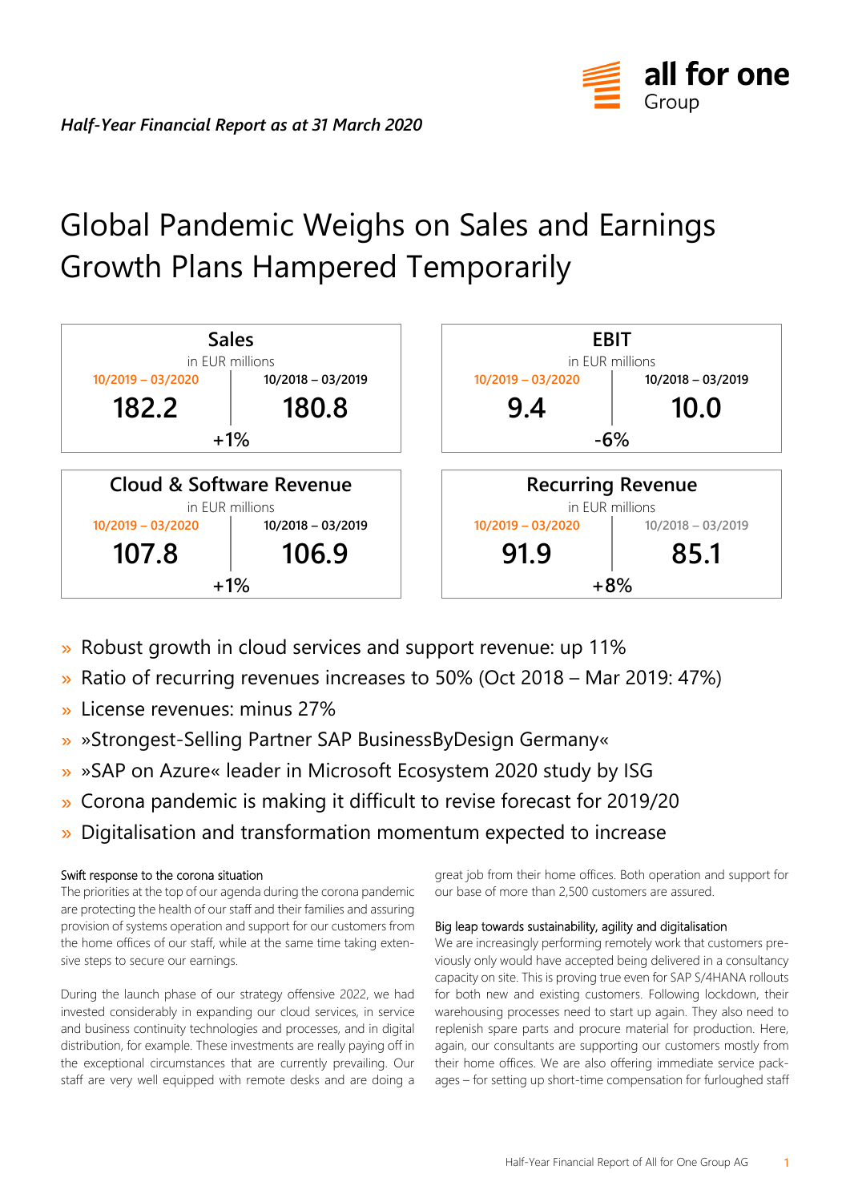*Half-Year Financial Report as at 31 March 2020*

# Global Pandemic Weighs on Sales and Earnings Growth Plans Hampered Temporarily

| Sales (in EUR millions) | 10/2019 – 03/2020 | 10/2018 – 03/2019 | Change |
|---|---|---|---|
| Sales | 182.2 | 180.8 | +1% |
| EBIT | 9.4 | 10.0 | -6% |
| Cloud & Software Revenue | 107.8 | 106.9 | +1% |
| Recurring Revenue | 91.9 | 85.1 | +8% |

- » Robust growth in cloud services and support revenue: up 11%
- » Ratio of recurring revenues increases to 50% (Oct 2018 – Mar 2019: 47%)
- » License revenues: minus 27%
- » »Strongest-Selling Partner SAP BusinessByDesign Germany«
- » »SAP on Azure« leader in Microsoft Ecosystem 2020 study by ISG
- » Corona pandemic is making it difficult to revise forecast for 2019/20
- » Digitalisation and transformation momentum expected to increase

### Swift response to the corona situation

The priorities at the top of our agenda during the corona pandemic are protecting the health of our staff and their families and assuring provision of systems operation and support for our customers from the home offices of our staff, while at the same time taking extensive steps to secure our earnings.

During the launch phase of our strategy offensive 2022, we had invested considerably in expanding our cloud services, in service and business continuity technologies and processes, and in digital distribution, for example. These investments are really paying off in the exceptional circumstances that are currently prevailing. Our staff are very well equipped with remote desks and are doing a great job from their home offices. Both operation and support for our base of more than 2,500 customers are assured.

### Big leap towards sustainability, agility and digitalisation

We are increasingly performing remotely work that customers previously only would have accepted being delivered in a consultancy capacity on site. This is proving true even for SAP S/4HANA rollouts for both new and existing customers. Following lockdown, their warehousing processes need to start up again. They also need to replenish spare parts and procure material for production. Here, again, our consultants are supporting our customers mostly from their home offices. We are also offering immediate service packages – for setting up short-time compensation for furloughed staff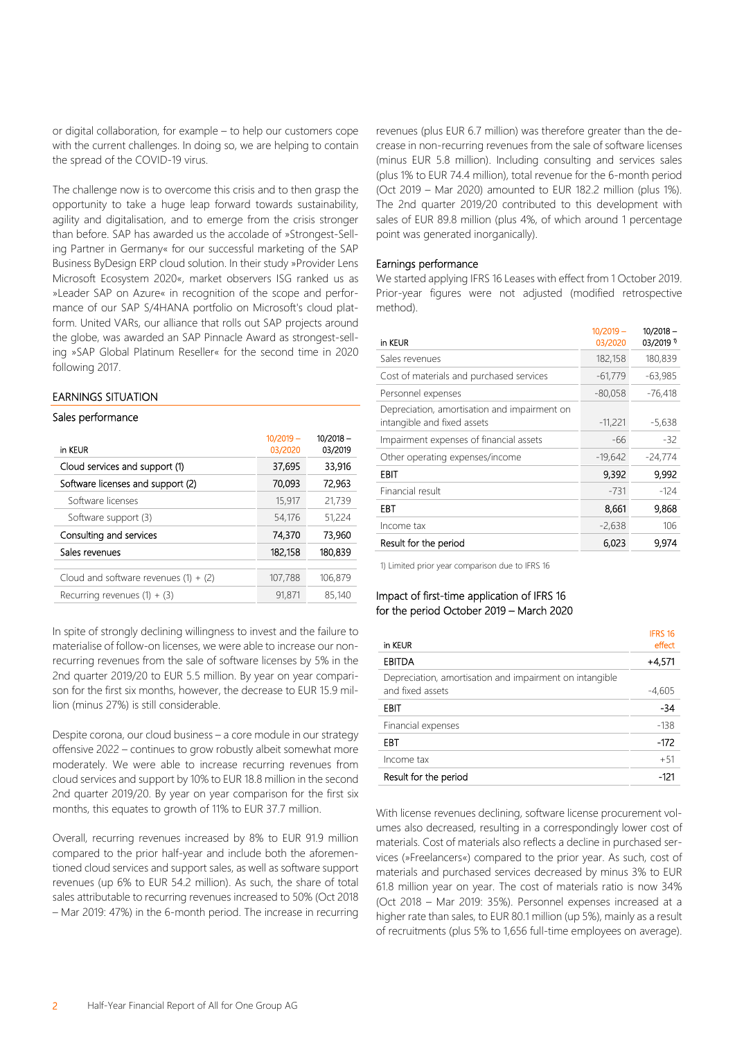or digital collaboration, for example – to help our customers cope with the current challenges. In doing so, we are helping to contain the spread of the COVID-19 virus.

The challenge now is to overcome this crisis and to then grasp the opportunity to take a huge leap forward towards sustainability, agility and digitalisation, and to emerge from the crisis stronger than before. SAP has awarded us the accolade of »Strongest-Selling Partner in Germany« for our successful marketing of the SAP Business ByDesign ERP cloud solution. In their study »Provider Lens Microsoft Ecosystem 2020«, market observers ISG ranked us as »Leader SAP on Azure« in recognition of the scope and performance of our SAP S/4HANA portfolio on Microsoft's cloud platform. United VARs, our alliance that rolls out SAP projects around the globe, was awarded an SAP Pinnacle Award as strongest-selling »SAP Global Platinum Reseller« for the second time in 2020 following 2017.

## EARNINGS SITUATION

### Sales performance

| in KEUR | 10/2019 – 03/2020 | 10/2018 – 03/2019 |
|---|---|---|
| Cloud services and support (1) | 37,695 | 33,916 |
| Software licenses and support (2) | 70,093 | 72,963 |
| Software licenses | 15,917 | 21,739 |
| Software support (3) | 54,176 | 51,224 |
| Consulting and services | 74,370 | 73,960 |
| Sales revenues | 182,158 | 180,839 |
| | | |
| Cloud and software revenues (1) + (2) | 107,788 | 106,879 |
| Recurring revenues (1) + (3) | 91,871 | 85,140 |

In spite of strongly declining willingness to invest and the failure to materialise of follow-on licenses, we were able to increase our non-recurring revenues from the sale of software licenses by 5% in the 2nd quarter 2019/20 to EUR 5.5 million. By year on year comparison for the first six months, however, the decrease to EUR 15.9 million (minus 27%) is still considerable.

Despite corona, our cloud business – a core module in our strategy offensive 2022 – continues to grow robustly albeit somewhat more moderately. We were able to increase recurring revenues from cloud services and support by 10% to EUR 18.8 million in the second 2nd quarter 2019/20. By year on year comparison for the first six months, this equates to growth of 11% to EUR 37.7 million.

Overall, recurring revenues increased by 8% to EUR 91.9 million compared to the prior half-year and include both the aforementioned cloud services and support sales, as well as software support revenues (up 6% to EUR 54.2 million). As such, the share of total sales attributable to recurring revenues increased to 50% (Oct 2018 – Mar 2019: 47%) in the 6-month period. The increase in recurring revenues (plus EUR 6.7 million) was therefore greater than the decrease in non-recurring revenues from the sale of software licenses (minus EUR 5.8 million). Including consulting and services sales (plus 1% to EUR 74.4 million), total revenue for the 6-month period (Oct 2019 – Mar 2020) amounted to EUR 182.2 million (plus 1%). The 2nd quarter 2019/20 contributed to this development with sales of EUR 89.8 million (plus 4%, of which around 1 percentage point was generated inorganically).

### Earnings performance

We started applying IFRS 16 Leases with effect from 1 October 2019. Prior-year figures were not adjusted (modified retrospective method).

| in KEUR | 10/2019 – 03/2020 | 10/2018 – 03/2019 [1] |
|---|---|---|
| Sales revenues | 182,158 | 180,839 |
| Cost of materials and purchased services | -61,779 | -63,985 |
| Personnel expenses | -80,058 | -76,418 |
| Depreciation, amortisation and impairment on intangible and fixed assets | -11,221 | -5,638 |
| Impairment expenses of financial assets | -66 | -32 |
| Other operating expenses/income | -19,642 | -24,774 |
| EBIT | 9,392 | 9,992 |
| Financial result | -731 | -124 |
| EBT | 8,661 | 9,868 |
| Income tax | -2,638 | 106 |
| Result for the period | 6,023 | 9,974 |

1) Limited prior year comparison due to IFRS 16

### Impact of first-time application of IFRS 16 for the period October 2019 – March 2020

| in KEUR | IFRS 16 effect |
|---|---|
| EBITDA | +4,571 |
| Depreciation, amortisation and impairment on intangible and fixed assets | -4,605 |
| EBIT | -34 |
| Financial expenses | -138 |
| EBT | -172 |
| Income tax | +51 |
| Result for the period | -121 |

With license revenues declining, software license procurement volumes also decreased, resulting in a correspondingly lower cost of materials. Cost of materials also reflects a decline in purchased services (»Freelancers«) compared to the prior year. As such, cost of materials and purchased services decreased by minus 3% to EUR 61.8 million year on year. The cost of materials ratio is now 34% (Oct 2018 – Mar 2019: 35%). Personnel expenses increased at a higher rate than sales, to EUR 80.1 million (up 5%), mainly as a result of recruitments (plus 5% to 1,656 full-time employees on average).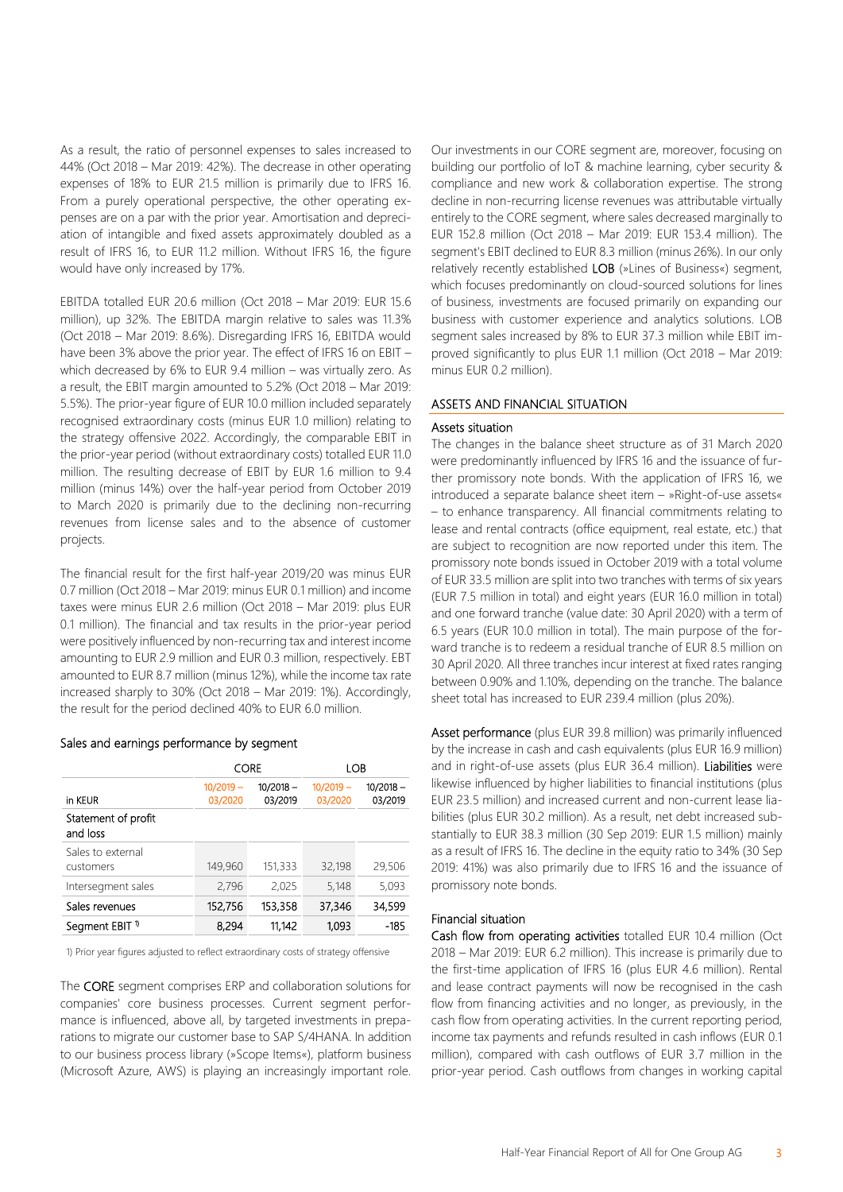As a result, the ratio of personnel expenses to sales increased to 44% (Oct 2018 – Mar 2019: 42%). The decrease in other operating expenses of 18% to EUR 21.5 million is primarily due to IFRS 16. From a purely operational perspective, the other operating expenses are on a par with the prior year. Amortisation and depreciation of intangible and fixed assets approximately doubled as a result of IFRS 16, to EUR 11.2 million. Without IFRS 16, the figure would have only increased by 17%.

EBITDA totalled EUR 20.6 million (Oct 2018 – Mar 2019: EUR 15.6 million), up 32%. The EBITDA margin relative to sales was 11.3% (Oct 2018 – Mar 2019: 8.6%). Disregarding IFRS 16, EBITDA would have been 3% above the prior year. The effect of IFRS 16 on EBIT – which decreased by 6% to EUR 9.4 million – was virtually zero. As a result, the EBIT margin amounted to 5.2% (Oct 2018 – Mar 2019: 5.5%). The prior-year figure of EUR 10.0 million included separately recognised extraordinary costs (minus EUR 1.0 million) relating to the strategy offensive 2022. Accordingly, the comparable EBIT in the prior-year period (without extraordinary costs) totalled EUR 11.0 million. The resulting decrease of EBIT by EUR 1.6 million to 9.4 million (minus 14%) over the half-year period from October 2019 to March 2020 is primarily due to the declining non-recurring revenues from license sales and to the absence of customer projects.

The financial result for the first half-year 2019/20 was minus EUR 0.7 million (Oct 2018 – Mar 2019: minus EUR 0.1 million) and income taxes were minus EUR 2.6 million (Oct 2018 – Mar 2019: plus EUR 0.1 million). The financial and tax results in the prior-year period were positively influenced by non-recurring tax and interest income amounting to EUR 2.9 million and EUR 0.3 million, respectively. EBT amounted to EUR 8.7 million (minus 12%), while the income tax rate increased sharply to 30% (Oct 2018 – Mar 2019: 1%). Accordingly, the result for the period declined 40% to EUR 6.0 million.

### Sales and earnings performance by segment

| | CORE | | LOB | |
|---|---|---|---|---|
| in KEUR | 10/2019 – 03/2020 | 10/2018 – 03/2019 | 10/2019 – 03/2020 | 10/2018 – 03/2019 |
| Statement of profit and loss | | | | |
| Sales to external customers | 149,960 | 151,333 | 32,198 | 29,506 |
| Intersegment sales | 2,796 | 2,025 | 5,148 | 5,093 |
| Sales revenues | 152,756 | 153,358 | 37,346 | 34,599 |
| Segment EBIT [1] | 8,294 | 11,142 | 1,093 | -185 |

1) Prior year figures adjusted to reflect extraordinary costs of strategy offensive

The **CORE** segment comprises ERP and collaboration solutions for companies' core business processes. Current segment performance is influenced, above all, by targeted investments in preparations to migrate our customer base to SAP S/4HANA. In addition to our business process library (»Scope Items«), platform business (Microsoft Azure, AWS) is playing an increasingly important role. Our investments in our CORE segment are, moreover, focusing on building our portfolio of IoT & machine learning, cyber security & compliance and new work & collaboration expertise. The strong decline in non-recurring license revenues was attributable virtually entirely to the CORE segment, where sales decreased marginally to EUR 152.8 million (Oct 2018 – Mar 2019: EUR 153.4 million). The segment's EBIT declined to EUR 8.3 million (minus 26%). In our only relatively recently established **LOB** (»Lines of Business«) segment, which focuses predominantly on cloud-sourced solutions for lines of business, investments are focused primarily on expanding our business with customer experience and analytics solutions. LOB segment sales increased by 8% to EUR 37.3 million while EBIT improved significantly to plus EUR 1.1 million (Oct 2018 – Mar 2019: minus EUR 0.2 million).

## ASSETS AND FINANCIAL SITUATION

### Assets situation

The changes in the balance sheet structure as of 31 March 2020 were predominantly influenced by IFRS 16 and the issuance of further promissory note bonds. With the application of IFRS 16, we introduced a separate balance sheet item – »Right-of-use assets« – to enhance transparency. All financial commitments relating to lease and rental contracts (office equipment, real estate, etc.) that are subject to recognition are now reported under this item. The promissory note bonds issued in October 2019 with a total volume of EUR 33.5 million are split into two tranches with terms of six years (EUR 7.5 million in total) and eight years (EUR 16.0 million in total) and one forward tranche (value date: 30 April 2020) with a term of 6.5 years (EUR 10.0 million in total). The main purpose of the forward tranche is to redeem a residual tranche of EUR 8.5 million on 30 April 2020. All three tranches incur interest at fixed rates ranging between 0.90% and 1.10%, depending on the tranche. The balance sheet total has increased to EUR 239.4 million (plus 20%).

**Asset performance** (plus EUR 39.8 million) was primarily influenced by the increase in cash and cash equivalents (plus EUR 16.9 million) and in right-of-use assets (plus EUR 36.4 million). **Liabilities** were likewise influenced by higher liabilities to financial institutions (plus EUR 23.5 million) and increased current and non-current lease liabilities (plus EUR 30.2 million). As a result, net debt increased substantially to EUR 38.3 million (30 Sep 2019: EUR 1.5 million) mainly as a result of IFRS 16. The decline in the equity ratio to 34% (30 Sep 2019: 41%) was also primarily due to IFRS 16 and the issuance of promissory note bonds.

### Financial situation

**Cash flow from operating activities** totalled EUR 10.4 million (Oct 2018 – Mar 2019: EUR 6.2 million). This increase is primarily due to the first-time application of IFRS 16 (plus EUR 4.6 million). Rental and lease contract payments will now be recognised in the cash flow from financing activities and no longer, as previously, in the cash flow from operating activities. In the current reporting period, income tax payments and refunds resulted in cash inflows (EUR 0.1 million), compared with cash outflows of EUR 3.7 million in the prior-year period. Cash outflows from changes in working capital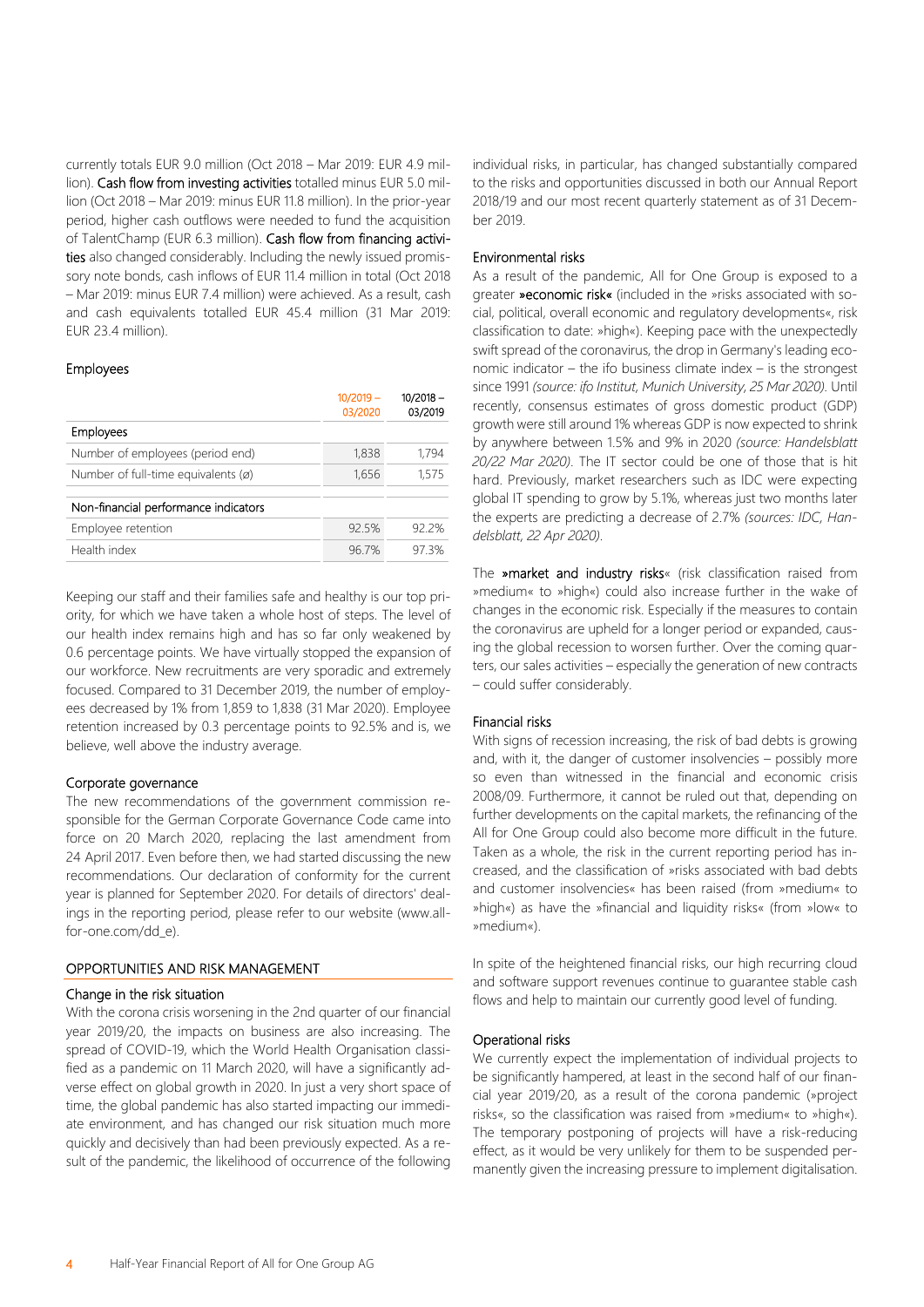currently totals EUR 9.0 million (Oct 2018 – Mar 2019: EUR 4.9 million). **Cash flow from investing activities** totalled minus EUR 5.0 million (Oct 2018 – Mar 2019: minus EUR 11.8 million). In the prior-year period, higher cash outflows were needed to fund the acquisition of TalentChamp (EUR 6.3 million). **Cash flow from financing activities** also changed considerably. Including the newly issued promissory note bonds, cash inflows of EUR 11.4 million in total (Oct 2018 – Mar 2019: minus EUR 7.4 million) were achieved. As a result, cash and cash equivalents totalled EUR 45.4 million (31 Mar 2019: EUR 23.4 million).

### Employees

| | 10/2019 – 03/2020 | 10/2018 – 03/2019 |
|---|---|---|
| **Employees** | | |
| Number of employees (period end) | 1,838 | 1,794 |
| Number of full-time equivalents (ø) | 1,656 | 1,575 |
| **Non-financial performance indicators** | | |
| Employee retention | 92.5% | 92.2% |
| Health index | 96.7% | 97.3% |

Keeping our staff and their families safe and healthy is our top priority, for which we have taken a whole host of steps. The level of our health index remains high and has so far only weakened by 0.6 percentage points. We have virtually stopped the expansion of our workforce. New recruitments are very sporadic and extremely focused. Compared to 31 December 2019, the number of employees decreased by 1% from 1,859 to 1,838 (31 Mar 2020). Employee retention increased by 0.3 percentage points to 92.5% and is, we believe, well above the industry average.

### Corporate governance

The new recommendations of the government commission responsible for the German Corporate Governance Code came into force on 20 March 2020, replacing the last amendment from 24 April 2017. Even before then, we had started discussing the new recommendations. Our declaration of conformity for the current year is planned for September 2020. For details of directors' dealings in the reporting period, please refer to our website (www.all-for-one.com/dd_e).

## OPPORTUNITIES AND RISK MANAGEMENT

### Change in the risk situation

With the corona crisis worsening in the 2nd quarter of our financial year 2019/20, the impacts on business are also increasing. The spread of COVID-19, which the World Health Organisation classified as a pandemic on 11 March 2020, will have a significantly adverse effect on global growth in 2020. In just a very short space of time, the global pandemic has also started impacting our immediate environment, and has changed our risk situation much more quickly and decisively than had been previously expected. As a result of the pandemic, the likelihood of occurrence of the following individual risks, in particular, has changed substantially compared to the risks and opportunities discussed in both our Annual Report 2018/19 and our most recent quarterly statement as of 31 December 2019.

### Environmental risks

As a result of the pandemic, All for One Group is exposed to a greater **»economic risk«** (included in the »risks associated with social, political, overall economic and regulatory developments«, risk classification to date: »high«). Keeping pace with the unexpectedly swift spread of the coronavirus, the drop in Germany's leading economic indicator – the ifo business climate index – is the strongest since 1991 *(source: ifo Institut, Munich University, 25 Mar 2020)*. Until recently, consensus estimates of gross domestic product (GDP) growth were still around 1% whereas GDP is now expected to shrink by anywhere between 1.5% and 9% in 2020 *(source: Handelsblatt 20/22 Mar 2020)*. The IT sector could be one of those that is hit hard. Previously, market researchers such as IDC were expecting global IT spending to grow by 5.1%, whereas just two months later the experts are predicting a decrease of 2.7% *(sources: IDC, Handelsblatt, 22 Apr 2020)*.

The **»market and industry risks«** (risk classification raised from »medium« to »high«) could also increase further in the wake of changes in the economic risk. Especially if the measures to contain the coronavirus are upheld for a longer period or expanded, causing the global recession to worsen further. Over the coming quarters, our sales activities – especially the generation of new contracts – could suffer considerably.

### Financial risks

With signs of recession increasing, the risk of bad debts is growing and, with it, the danger of customer insolvencies – possibly more so even than witnessed in the financial and economic crisis 2008/09. Furthermore, it cannot be ruled out that, depending on further developments on the capital markets, the refinancing of the All for One Group could also become more difficult in the future. Taken as a whole, the risk in the current reporting period has increased, and the classification of »risks associated with bad debts and customer insolvencies« has been raised (from »medium« to »high«) as have the »financial and liquidity risks« (from »low« to »medium«).

In spite of the heightened financial risks, our high recurring cloud and software support revenues continue to guarantee stable cash flows and help to maintain our currently good level of funding.

### Operational risks

We currently expect the implementation of individual projects to be significantly hampered, at least in the second half of our financial year 2019/20, as a result of the corona pandemic (»project risks«, so the classification was raised from »medium« to »high«). The temporary postponing of projects will have a risk-reducing effect, as it would be very unlikely for them to be suspended permanently given the increasing pressure to implement digitalisation.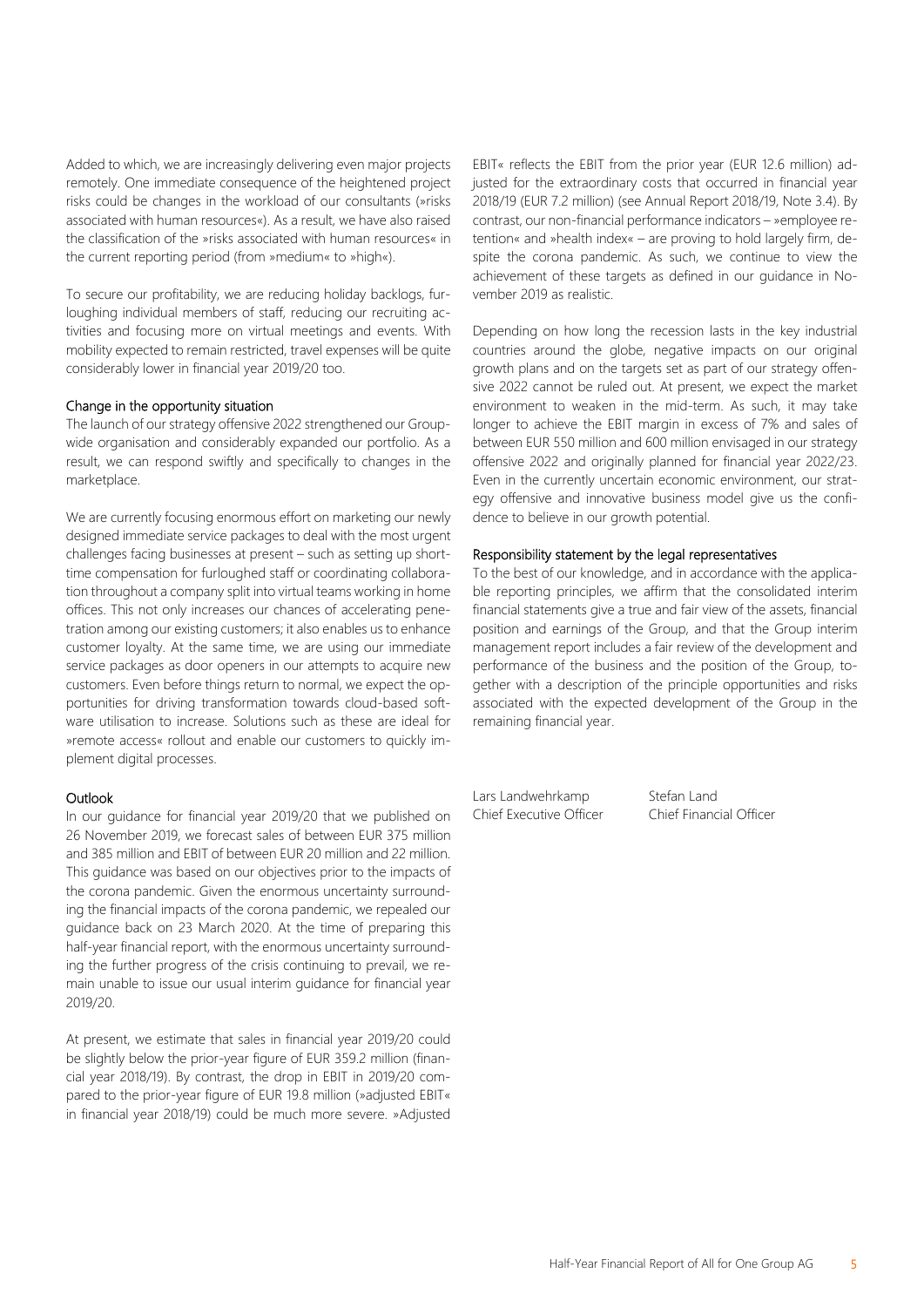Added to which, we are increasingly delivering even major projects remotely. One immediate consequence of the heightened project risks could be changes in the workload of our consultants (»risks associated with human resources«). As a result, we have also raised the classification of the »risks associated with human resources« in the current reporting period (from »medium« to »high«).

To secure our profitability, we are reducing holiday backlogs, furloughing individual members of staff, reducing our recruiting activities and focusing more on virtual meetings and events. With mobility expected to remain restricted, travel expenses will be quite considerably lower in financial year 2019/20 too.

### Change in the opportunity situation

The launch of our strategy offensive 2022 strengthened our Group-wide organisation and considerably expanded our portfolio. As a result, we can respond swiftly and specifically to changes in the marketplace.

We are currently focusing enormous effort on marketing our newly designed immediate service packages to deal with the most urgent challenges facing businesses at present – such as setting up short-time compensation for furloughed staff or coordinating collaboration throughout a company split into virtual teams working in home offices. This not only increases our chances of accelerating penetration among our existing customers; it also enables us to enhance customer loyalty. At the same time, we are using our immediate service packages as door openers in our attempts to acquire new customers. Even before things return to normal, we expect the opportunities for driving transformation towards cloud-based software utilisation to increase. Solutions such as these are ideal for »remote access« rollout and enable our customers to quickly implement digital processes.

### Outlook

In our guidance for financial year 2019/20 that we published on 26 November 2019, we forecast sales of between EUR 375 million and 385 million and EBIT of between EUR 20 million and 22 million. This guidance was based on our objectives prior to the impacts of the corona pandemic. Given the enormous uncertainty surrounding the financial impacts of the corona pandemic, we repealed our guidance back on 23 March 2020. At the time of preparing this half-year financial report, with the enormous uncertainty surrounding the further progress of the crisis continuing to prevail, we remain unable to issue our usual interim guidance for financial year 2019/20.

At present, we estimate that sales in financial year 2019/20 could be slightly below the prior-year figure of EUR 359.2 million (financial year 2018/19). By contrast, the drop in EBIT in 2019/20 compared to the prior-year figure of EUR 19.8 million (»adjusted EBIT« in financial year 2018/19) could be much more severe. »Adjusted EBIT« reflects the EBIT from the prior year (EUR 12.6 million) adjusted for the extraordinary costs that occurred in financial year 2018/19 (EUR 7.2 million) (see Annual Report 2018/19, Note 3.4). By contrast, our non-financial performance indicators – »employee retention« and »health index« – are proving to hold largely firm, despite the corona pandemic. As such, we continue to view the achievement of these targets as defined in our guidance in November 2019 as realistic.

Depending on how long the recession lasts in the key industrial countries around the globe, negative impacts on our original growth plans and on the targets set as part of our strategy offensive 2022 cannot be ruled out. At present, we expect the market environment to weaken in the mid-term. As such, it may take longer to achieve the EBIT margin in excess of 7% and sales of between EUR 550 million and 600 million envisaged in our strategy offensive 2022 and originally planned for financial year 2022/23. Even in the currently uncertain economic environment, our strategy offensive and innovative business model give us the confidence to believe in our growth potential.

### Responsibility statement by the legal representatives

To the best of our knowledge, and in accordance with the applicable reporting principles, we affirm that the consolidated interim financial statements give a true and fair view of the assets, financial position and earnings of the Group, and that the Group interim management report includes a fair review of the development and performance of the business and the position of the Group, together with a description of the principle opportunities and risks associated with the expected development of the Group in the remaining financial year.

Lars Landwehrkamp
Chief Executive Officer

Stefan Land
Chief Financial Officer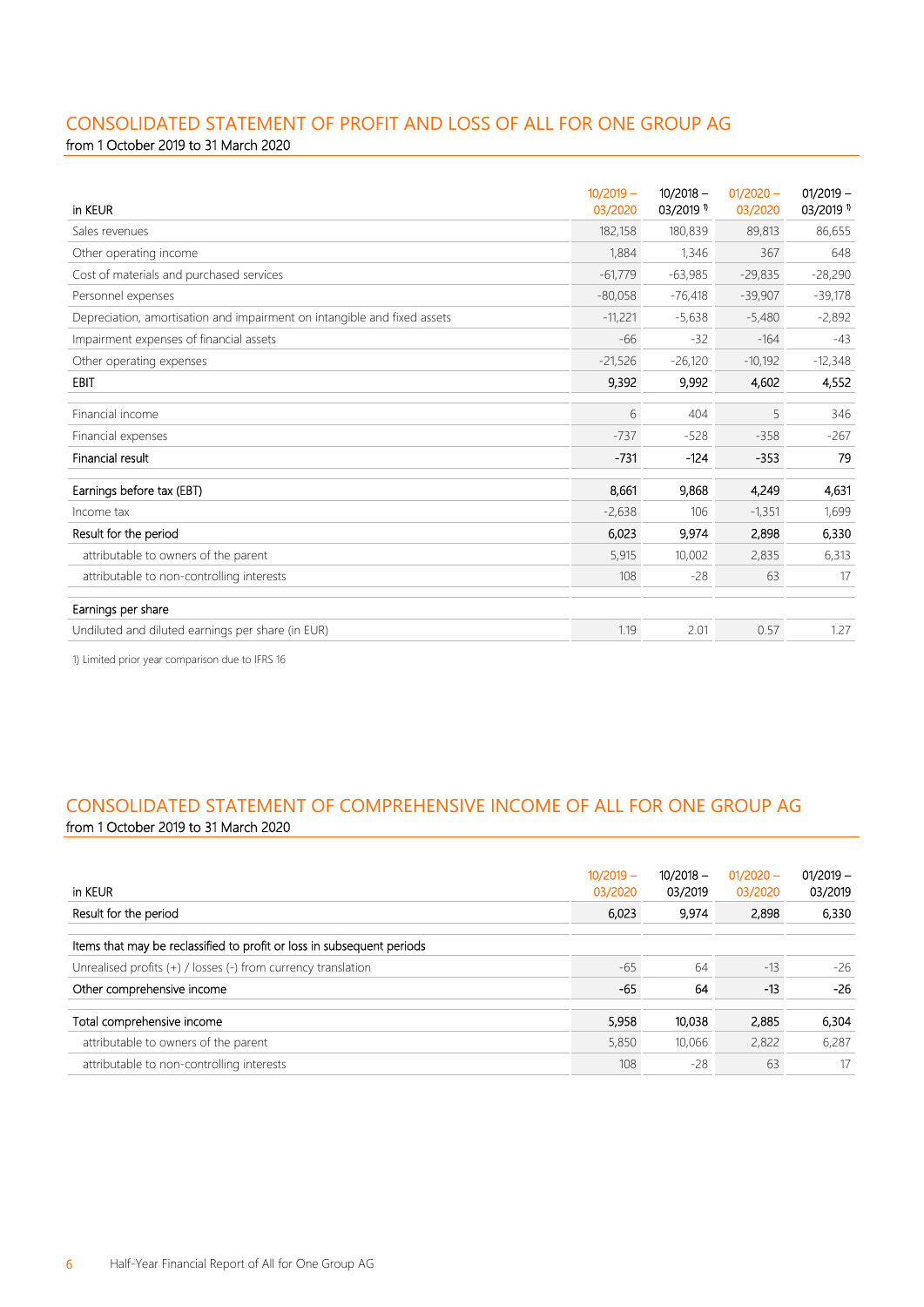## CONSOLIDATED STATEMENT OF PROFIT AND LOSS OF ALL FOR ONE GROUP AG

from 1 October 2019 to 31 March 2020

| in KEUR | 10/2019 – 03/2020 | 10/2018 – 03/2019 [1] | 01/2020 – 03/2020 | 01/2019 – 03/2019 [1] |
|---|---|---|---|---|
| Sales revenues | 182,158 | 180,839 | 89,813 | 86,655 |
| Other operating income | 1,884 | 1,346 | 367 | 648 |
| Cost of materials and purchased services | -61,779 | -63,985 | -29,835 | -28,290 |
| Personnel expenses | -80,058 | -76,418 | -39,907 | -39,178 |
| Depreciation, amortisation and impairment on intangible and fixed assets | -11,221 | -5,638 | -5,480 | -2,892 |
| Impairment expenses of financial assets | -66 | -32 | -164 | -43 |
| Other operating expenses | -21,526 | -26,120 | -10,192 | -12,348 |
| EBIT | 9,392 | 9,992 | 4,602 | 4,552 |
| Financial income | 6 | 404 | 5 | 346 |
| Financial expenses | -737 | -528 | -358 | -267 |
| Financial result | -731 | -124 | -353 | 79 |
| Earnings before tax (EBT) | 8,661 | 9,868 | 4,249 | 4,631 |
| Income tax | -2,638 | 106 | -1,351 | 1,699 |
| Result for the period | 6,023 | 9,974 | 2,898 | 6,330 |
| attributable to owners of the parent | 5,915 | 10,002 | 2,835 | 6,313 |
| attributable to non-controlling interests | 108 | -28 | 63 | 17 |
| Earnings per share | | | | |
| Undiluted and diluted earnings per share (in EUR) | 1.19 | 2.01 | 0.57 | 1.27 |

1) Limited prior year comparison due to IFRS 16

## CONSOLIDATED STATEMENT OF COMPREHENSIVE INCOME OF ALL FOR ONE GROUP AG

from 1 October 2019 to 31 March 2020

| in KEUR | 10/2019 – 03/2020 | 10/2018 – 03/2019 | 01/2020 – 03/2020 | 01/2019 – 03/2019 |
|---|---|---|---|---|
| Result for the period | 6,023 | 9,974 | 2,898 | 6,330 |
| Items that may be reclassified to profit or loss in subsequent periods | | | | |
| Unrealised profits (+) / losses (-) from currency translation | -65 | 64 | -13 | -26 |
| Other comprehensive income | -65 | 64 | -13 | -26 |
| Total comprehensive income | 5,958 | 10,038 | 2,885 | 6,304 |
| attributable to owners of the parent | 5,850 | 10,066 | 2,822 | 6,287 |
| attributable to non-controlling interests | 108 | -28 | 63 | 17 |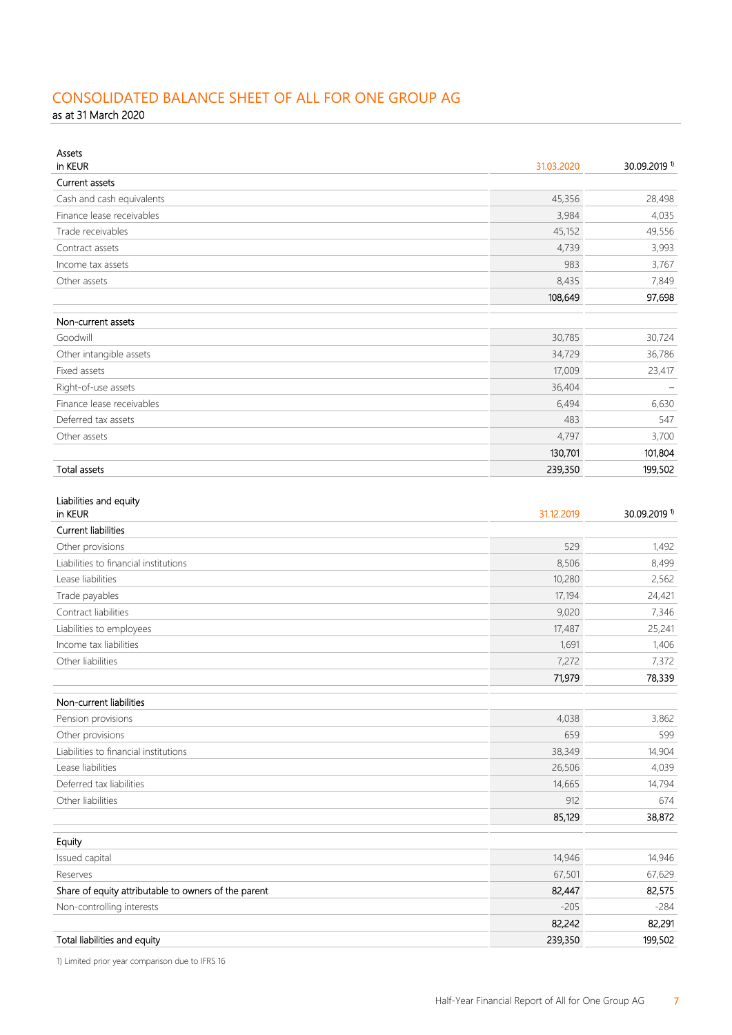# CONSOLIDATED BALANCE SHEET OF ALL FOR ONE GROUP AG

as at 31 March 2020

| Assets<br>in KEUR | 31.03.2020 | 30.09.2019 [1] |
|---|---|---|
| Current assets | | |
| Cash and cash equivalents | 45,356 | 28,498 |
| Finance lease receivables | 3,984 | 4,035 |
| Trade receivables | 45,152 | 49,556 |
| Contract assets | 4,739 | 3,993 |
| Income tax assets | 983 | 3,767 |
| Other assets | 8,435 | 7,849 |
| | **108,649** | **97,698** |
| Non-current assets | | |
| Goodwill | 30,785 | 30,724 |
| Other intangible assets | 34,729 | 36,786 |
| Fixed assets | 17,009 | 23,417 |
| Right-of-use assets | 36,404 | – |
| Finance lease receivables | 6,494 | 6,630 |
| Deferred tax assets | 483 | 547 |
| Other assets | 4,797 | 3,700 |
| | **130,701** | **101,804** |
| Total assets | 239,350 | 199,502 |

| Liabilities and equity<br>in KEUR | 31.12.2019 | 30.09.2019 [1] |
|---|---|---|
| Current liabilities | | |
| Other provisions | 529 | 1,492 |
| Liabilities to financial institutions | 8,506 | 8,499 |
| Lease liabilities | 10,280 | 2,562 |
| Trade payables | 17,194 | 24,421 |
| Contract liabilities | 9,020 | 7,346 |
| Liabilities to employees | 17,487 | 25,241 |
| Income tax liabilities | 1,691 | 1,406 |
| Other liabilities | 7,272 | 7,372 |
| | **71,979** | **78,339** |
| Non-current liabilities | | |
| Pension provisions | 4,038 | 3,862 |
| Other provisions | 659 | 599 |
| Liabilities to financial institutions | 38,349 | 14,904 |
| Lease liabilities | 26,506 | 4,039 |
| Deferred tax liabilities | 14,665 | 14,794 |
| Other liabilities | 912 | 674 |
| | **85,129** | **38,872** |
| Equity | | |
| Issued capital | 14,946 | 14,946 |
| Reserves | 67,501 | 67,629 |
| Share of equity attributable to owners of the parent | 82,447 | 82,575 |
| Non-controlling interests | -205 | -284 |
| | **82,242** | **82,291** |
| Total liabilities and equity | 239,350 | 199,502 |

1) Limited prior year comparison due to IFRS 16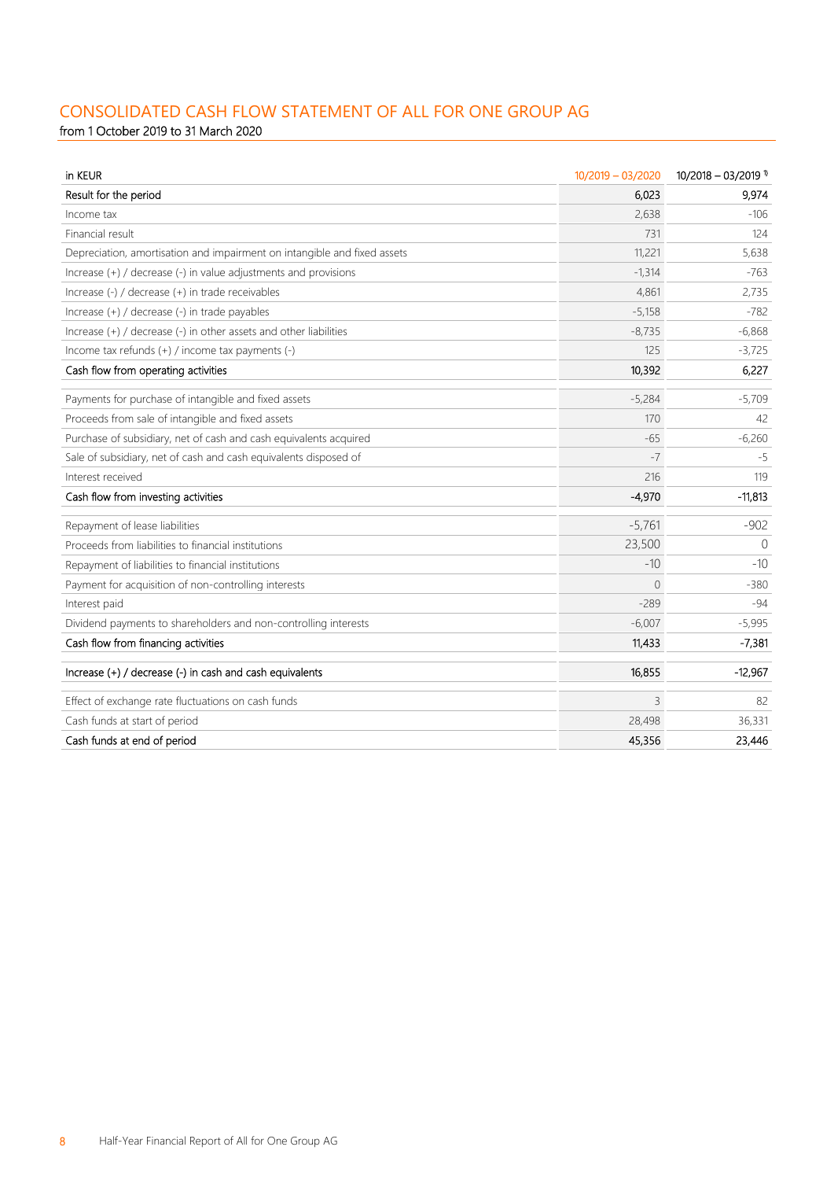# CONSOLIDATED CASH FLOW STATEMENT OF ALL FOR ONE GROUP AG

from 1 October 2019 to 31 March 2020

| in KEUR | 10/2019 – 03/2020 | 10/2018 – 03/2019 [1] |
|---|---|---|
| Result for the period | 6,023 | 9,974 |
| Income tax | 2,638 | -106 |
| Financial result | 731 | 124 |
| Depreciation, amortisation and impairment on intangible and fixed assets | 11,221 | 5,638 |
| Increase (+) / decrease (-) in value adjustments and provisions | -1,314 | -763 |
| Increase (-) / decrease (+) in trade receivables | 4,861 | 2,735 |
| Increase (+) / decrease (-) in trade payables | -5,158 | -782 |
| Increase (+) / decrease (-) in other assets and other liabilities | -8,735 | -6,868 |
| Income tax refunds (+) / income tax payments (-) | 125 | -3,725 |
| Cash flow from operating activities | 10,392 | 6,227 |
| Payments for purchase of intangible and fixed assets | -5,284 | -5,709 |
| Proceeds from sale of intangible and fixed assets | 170 | 42 |
| Purchase of subsidiary, net of cash and cash equivalents acquired | -65 | -6,260 |
| Sale of subsidiary, net of cash and cash equivalents disposed of | -7 | -5 |
| Interest received | 216 | 119 |
| Cash flow from investing activities | -4,970 | -11,813 |
| Repayment of lease liabilities | -5,761 | -902 |
| Proceeds from liabilities to financial institutions | 23,500 | 0 |
| Repayment of liabilities to financial institutions | -10 | -10 |
| Payment for acquisition of non-controlling interests | 0 | -380 |
| Interest paid | -289 | -94 |
| Dividend payments to shareholders and non-controlling interests | -6,007 | -5,995 |
| Cash flow from financing activities | 11,433 | -7,381 |
| Increase (+) / decrease (-) in cash and cash equivalents | 16,855 | -12,967 |
| Effect of exchange rate fluctuations on cash funds | 3 | 82 |
| Cash funds at start of period | 28,498 | 36,331 |
| Cash funds at end of period | 45,356 | 23,446 |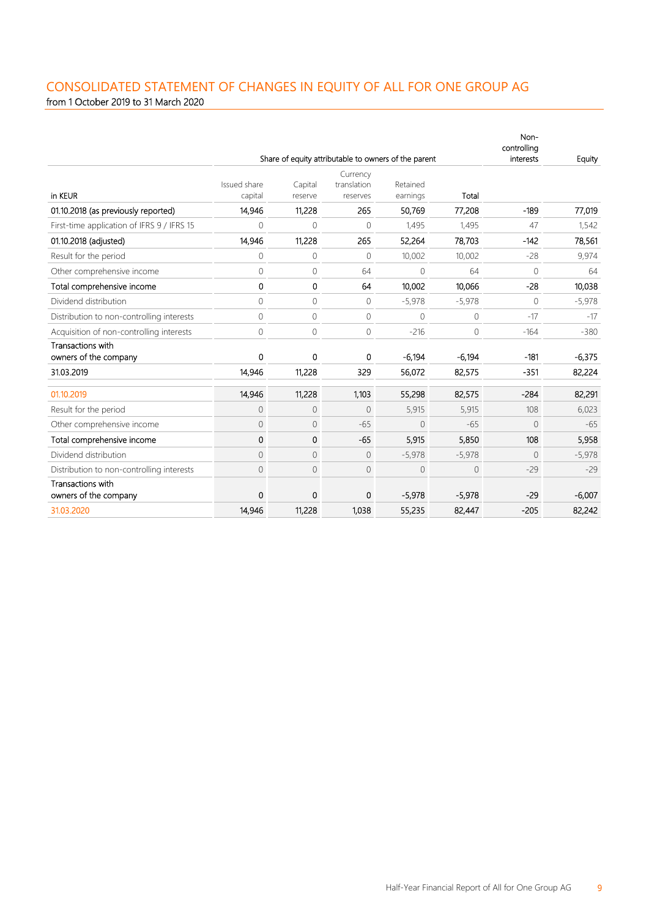## CONSOLIDATED STATEMENT OF CHANGES IN EQUITY OF ALL FOR ONE GROUP AG

from 1 October 2019 to 31 March 2020

| | Share of equity attributable to owners of the parent | | | | | Non-controlling interests | Equity |
|---|---|---|---|---|---|---|---|
| in KEUR | Issued share capital | Capital reserve | Currency translation reserves | Retained earnings | Total | | |
| 01.10.2018 (as previously reported) | 14,946 | 11,228 | 265 | 50,769 | 77,208 | -189 | 77,019 |
| First-time application of IFRS 9 / IFRS 15 | 0 | 0 | 0 | 1,495 | 1,495 | 47 | 1,542 |
| 01.10.2018 (adjusted) | 14,946 | 11,228 | 265 | 52,264 | 78,703 | -142 | 78,561 |
| Result for the period | 0 | 0 | 0 | 10,002 | 10,002 | -28 | 9,974 |
| Other comprehensive income | 0 | 0 | 64 | 0 | 64 | 0 | 64 |
| Total comprehensive income | 0 | 0 | 64 | 10,002 | 10,066 | -28 | 10,038 |
| Dividend distribution | 0 | 0 | 0 | -5,978 | -5,978 | 0 | -5,978 |
| Distribution to non-controlling interests | 0 | 0 | 0 | 0 | 0 | -17 | -17 |
| Acquisition of non-controlling interests | 0 | 0 | 0 | -216 | 0 | -164 | -380 |
| Transactions with owners of the company | 0 | 0 | 0 | -6,194 | -6,194 | -181 | -6,375 |
| 31.03.2019 | 14,946 | 11,228 | 329 | 56,072 | 82,575 | -351 | 82,224 |
| 01.10.2019 | 14,946 | 11,228 | 1,103 | 55,298 | 82,575 | -284 | 82,291 |
| Result for the period | 0 | 0 | 0 | 5,915 | 5,915 | 108 | 6,023 |
| Other comprehensive income | 0 | 0 | -65 | 0 | -65 | 0 | -65 |
| Total comprehensive income | 0 | 0 | -65 | 5,915 | 5,850 | 108 | 5,958 |
| Dividend distribution | 0 | 0 | 0 | -5,978 | -5,978 | 0 | -5,978 |
| Distribution to non-controlling interests | 0 | 0 | 0 | 0 | 0 | -29 | -29 |
| Transactions with owners of the company | 0 | 0 | 0 | -5,978 | -5,978 | -29 | -6,007 |
| 31.03.2020 | 14,946 | 11,228 | 1,038 | 55,235 | 82,447 | -205 | 82,242 |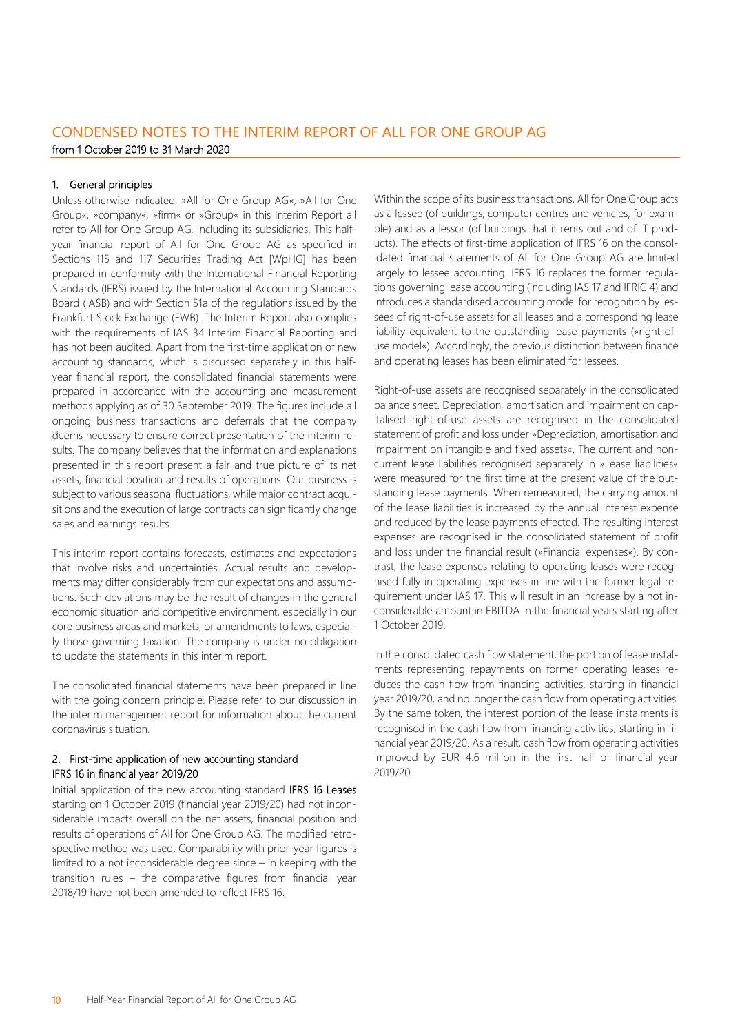# CONDENSED NOTES TO THE INTERIM REPORT OF ALL FOR ONE GROUP AG

from 1 October 2019 to 31 March 2020

## 1. General principles

Unless otherwise indicated, »All for One Group AG«, »All for One Group«, »company«, »firm« or »Group« in this Interim Report all refer to All for One Group AG, including its subsidiaries. This half-year financial report of All for One Group AG as specified in Sections 115 and 117 Securities Trading Act [WpHG] has been prepared in conformity with the International Financial Reporting Standards (IFRS) issued by the International Accounting Standards Board (IASB) and with Section 51a of the regulations issued by the Frankfurt Stock Exchange (FWB). The Interim Report also complies with the requirements of IAS 34 Interim Financial Reporting and has not been audited. Apart from the first-time application of new accounting standards, which is discussed separately in this half-year financial report, the consolidated financial statements were prepared in accordance with the accounting and measurement methods applying as of 30 September 2019. The figures include all ongoing business transactions and deferrals that the company deems necessary to ensure correct presentation of the interim results. The company believes that the information and explanations presented in this report present a fair and true picture of its net assets, financial position and results of operations. Our business is subject to various seasonal fluctuations, while major contract acquisitions and the execution of large contracts can significantly change sales and earnings results.

This interim report contains forecasts, estimates and expectations that involve risks and uncertainties. Actual results and developments may differ considerably from our expectations and assumptions. Such deviations may be the result of changes in the general economic situation and competitive environment, especially in our core business areas and markets, or amendments to laws, especially those governing taxation. The company is under no obligation to update the statements in this interim report.

The consolidated financial statements have been prepared in line with the going concern principle. Please refer to our discussion in the interim management report for information about the current coronavirus situation.

## 2. First-time application of new accounting standard IFRS 16 in financial year 2019/20

Initial application of the new accounting standard IFRS 16 Leases starting on 1 October 2019 (financial year 2019/20) had not inconsiderable impacts overall on the net assets, financial position and results of operations of All for One Group AG. The modified retrospective method was used. Comparability with prior-year figures is limited to a not inconsiderable degree since – in keeping with the transition rules – the comparative figures from financial year 2018/19 have not been amended to reflect IFRS 16.

Within the scope of its business transactions, All for One Group acts as a lessee (of buildings, computer centres and vehicles, for example) and as a lessor (of buildings that it rents out and of IT products). The effects of first-time application of IFRS 16 on the consolidated financial statements of All for One Group AG are limited largely to lessee accounting. IFRS 16 replaces the former regulations governing lease accounting (including IAS 17 and IFRIC 4) and introduces a standardised accounting model for recognition by lessees of right-of-use assets for all leases and a corresponding lease liability equivalent to the outstanding lease payments (»right-of-use model«). Accordingly, the previous distinction between finance and operating leases has been eliminated for lessees.

Right-of-use assets are recognised separately in the consolidated balance sheet. Depreciation, amortisation and impairment on capitalised right-of-use assets are recognised in the consolidated statement of profit and loss under »Depreciation, amortisation and impairment on intangible and fixed assets«. The current and non-current lease liabilities recognised separately in »Lease liabilities« were measured for the first time at the present value of the outstanding lease payments. When remeasured, the carrying amount of the lease liabilities is increased by the annual interest expense and reduced by the lease payments effected. The resulting interest expenses are recognised in the consolidated statement of profit and loss under the financial result (»Financial expenses«). By contrast, the lease expenses relating to operating leases were recognised fully in operating expenses in line with the former legal requirement under IAS 17. This will result in an increase by a not inconsiderable amount in EBITDA in the financial years starting after 1 October 2019.

In the consolidated cash flow statement, the portion of lease instalments representing repayments on former operating leases reduces the cash flow from financing activities, starting in financial year 2019/20, and no longer the cash flow from operating activities. By the same token, the interest portion of the lease instalments is recognised in the cash flow from financing activities, starting in financial year 2019/20. As a result, cash flow from operating activities improved by EUR 4.6 million in the first half of financial year 2019/20.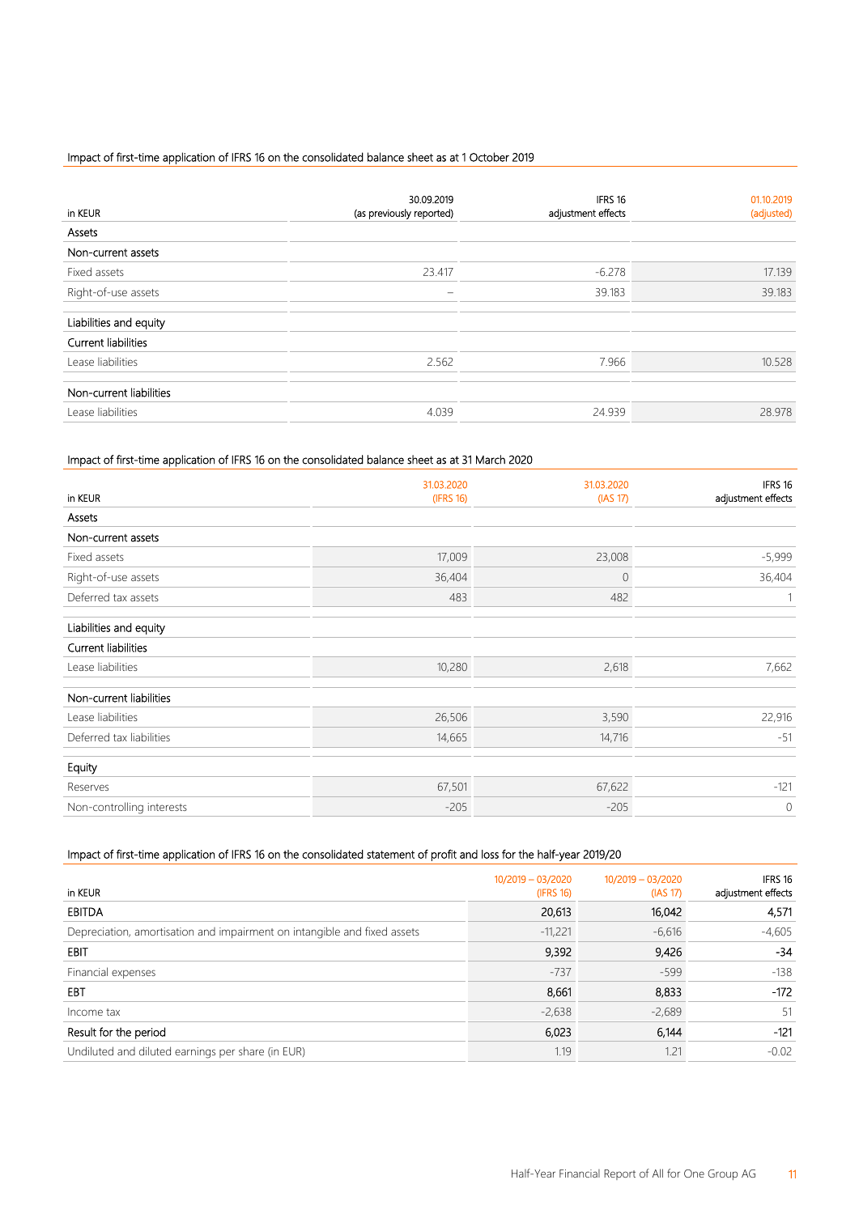Impact of first-time application of IFRS 16 on the consolidated balance sheet as at 1 October 2019

| in KEUR | 30.09.2019 (as previously reported) | IFRS 16 adjustment effects | 01.10.2019 (adjusted) |
|---|---|---|---|
| Assets | | | |
| Non-current assets | | | |
| Fixed assets | 23.417 | -6.278 | 17.139 |
| Right-of-use assets | – | 39.183 | 39.183 |
| Liabilities and equity | | | |
| Current liabilities | | | |
| Lease liabilities | 2.562 | 7.966 | 10.528 |
| Non-current liabilities | | | |
| Lease liabilities | 4.039 | 24.939 | 28.978 |

Impact of first-time application of IFRS 16 on the consolidated balance sheet as at 31 March 2020

| in KEUR | 31.03.2020 (IFRS 16) | 31.03.2020 (IAS 17) | IFRS 16 adjustment effects |
|---|---|---|---|
| Assets | | | |
| Non-current assets | | | |
| Fixed assets | 17,009 | 23,008 | -5,999 |
| Right-of-use assets | 36,404 | 0 | 36,404 |
| Deferred tax assets | 483 | 482 | 1 |
| Liabilities and equity | | | |
| Current liabilities | | | |
| Lease liabilities | 10,280 | 2,618 | 7,662 |
| Non-current liabilities | | | |
| Lease liabilities | 26,506 | 3,590 | 22,916 |
| Deferred tax liabilities | 14,665 | 14,716 | -51 |
| Equity | | | |
| Reserves | 67,501 | 67,622 | -121 |
| Non-controlling interests | -205 | -205 | 0 |

Impact of first-time application of IFRS 16 on the consolidated statement of profit and loss for the half-year 2019/20

| in KEUR | 10/2019 – 03/2020 (IFRS 16) | 10/2019 – 03/2020 (IAS 17) | IFRS 16 adjustment effects |
|---|---|---|---|
| EBITDA | 20,613 | 16,042 | 4,571 |
| Depreciation, amortisation and impairment on intangible and fixed assets | -11,221 | -6,616 | -4,605 |
| EBIT | 9,392 | 9,426 | -34 |
| Financial expenses | -737 | -599 | -138 |
| EBT | 8,661 | 8,833 | -172 |
| Income tax | -2,638 | -2,689 | 51 |
| Result for the period | 6,023 | 6,144 | -121 |
| Undiluted and diluted earnings per share (in EUR) | 1.19 | 1.21 | -0.02 |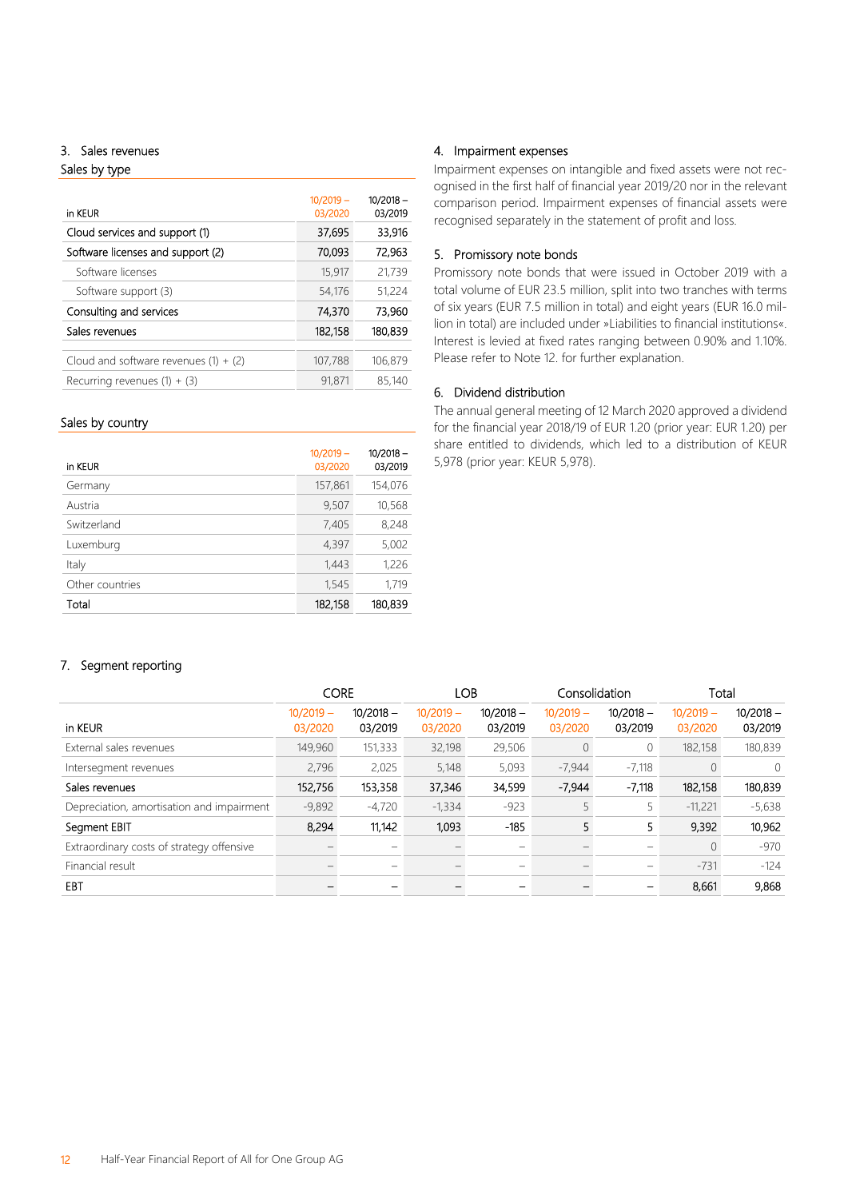## 3. Sales revenues

### Sales by type

| in KEUR | 10/2019 – 03/2020 | 10/2018 – 03/2019 |
|---|---|---|
| Cloud services and support (1) | 37,695 | 33,916 |
| Software licenses and support (2) | 70,093 | 72,963 |
| Software licenses | 15,917 | 21,739 |
| Software support (3) | 54,176 | 51,224 |
| Consulting and services | 74,370 | 73,960 |
| Sales revenues | 182,158 | 180,839 |
| Cloud and software revenues (1) + (2) | 107,788 | 106,879 |
| Recurring revenues (1) + (3) | 91,871 | 85,140 |

### Sales by country

| in KEUR | 10/2019 – 03/2020 | 10/2018 – 03/2019 |
|---|---|---|
| Germany | 157,861 | 154,076 |
| Austria | 9,507 | 10,568 |
| Switzerland | 7,405 | 8,248 |
| Luxemburg | 4,397 | 5,002 |
| Italy | 1,443 | 1,226 |
| Other countries | 1,545 | 1,719 |
| Total | 182,158 | 180,839 |

## 4. Impairment expenses

Impairment expenses on intangible and fixed assets were not recognised in the first half of financial year 2019/20 nor in the relevant comparison period. Impairment expenses of financial assets were recognised separately in the statement of profit and loss.

## 5. Promissory note bonds

Promissory note bonds that were issued in October 2019 with a total volume of EUR 23.5 million, split into two tranches with terms of six years (EUR 7.5 million in total) and eight years (EUR 16.0 million in total) are included under »Liabilities to financial institutions«. Interest is levied at fixed rates ranging between 0.90% and 1.10%. Please refer to Note 12. for further explanation.

## 6. Dividend distribution

The annual general meeting of 12 March 2020 approved a dividend for the financial year 2018/19 of EUR 1.20 (prior year: EUR 1.20) per share entitled to dividends, which led to a distribution of KEUR 5,978 (prior year: KEUR 5,978).

## 7. Segment reporting

| | CORE | | LOB | | Consolidation | | Total | |
|---|---|---|---|---|---|---|---|---|
| in KEUR | 10/2019 – 03/2020 | 10/2018 – 03/2019 | 10/2019 – 03/2020 | 10/2018 – 03/2019 | 10/2019 – 03/2020 | 10/2018 – 03/2019 | 10/2019 – 03/2020 | 10/2018 – 03/2019 |
| External sales revenues | 149,960 | 151,333 | 32,198 | 29,506 | 0 | 0 | 182,158 | 180,839 |
| Intersegment revenues | 2,796 | 2,025 | 5,148 | 5,093 | -7,944 | -7,118 | 0 | 0 |
| Sales revenues | 152,756 | 153,358 | 37,346 | 34,599 | -7,944 | -7,118 | 182,158 | 180,839 |
| Depreciation, amortisation and impairment | -9,892 | -4,720 | -1,334 | -923 | 5 | 5 | -11,221 | -5,638 |
| Segment EBIT | 8,294 | 11,142 | 1,093 | -185 | 5 | 5 | 9,392 | 10,962 |
| Extraordinary costs of strategy offensive | – | – | – | – | – | – | 0 | -970 |
| Financial result | – | – | – | – | – | – | -731 | -124 |
| EBT | – | – | – | – | – | – | 8,661 | 9,868 |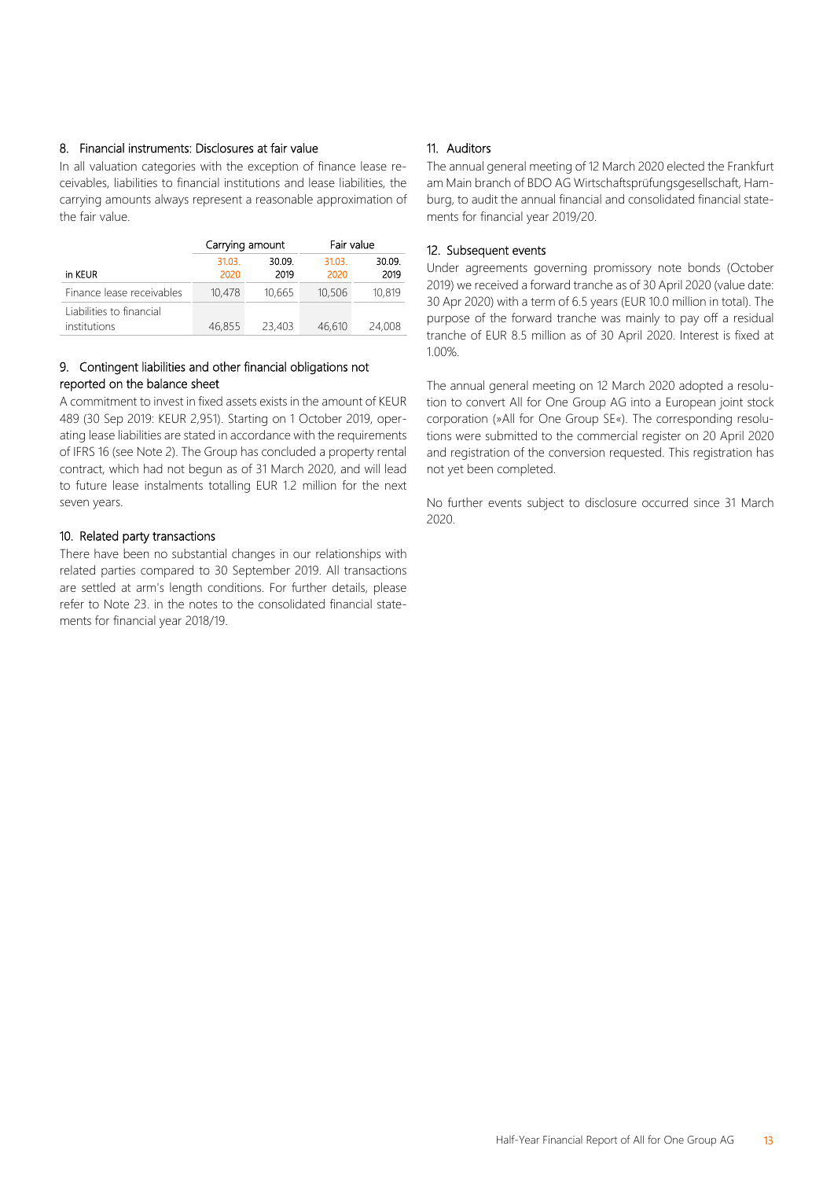## 8. Financial instruments: Disclosures at fair value

In all valuation categories with the exception of finance lease receivables, liabilities to financial institutions and lease liabilities, the carrying amounts always represent a reasonable approximation of the fair value.

| in KEUR | Carrying amount 31.03. 2020 | Carrying amount 30.09. 2019 | Fair value 31.03. 2020 | Fair value 30.09. 2019 |
|---|---|---|---|---|
| Finance lease receivables | 10,478 | 10,665 | 10,506 | 10,819 |
| Liabilities to financial institutions | 46,855 | 23,403 | 46,610 | 24,008 |

## 9. Contingent liabilities and other financial obligations not reported on the balance sheet

A commitment to invest in fixed assets exists in the amount of KEUR 489 (30 Sep 2019: KEUR 2,951). Starting on 1 October 2019, operating lease liabilities are stated in accordance with the requirements of IFRS 16 (see Note 2). The Group has concluded a property rental contract, which had not begun as of 31 March 2020, and will lead to future lease instalments totalling EUR 1.2 million for the next seven years.

## 10. Related party transactions

There have been no substantial changes in our relationships with related parties compared to 30 September 2019. All transactions are settled at arm's length conditions. For further details, please refer to Note 23. in the notes to the consolidated financial statements for financial year 2018/19.

## 11. Auditors

The annual general meeting of 12 March 2020 elected the Frankfurt am Main branch of BDO AG Wirtschaftsprüfungsgesellschaft, Hamburg, to audit the annual financial and consolidated financial statements for financial year 2019/20.

## 12. Subsequent events

Under agreements governing promissory note bonds (October 2019) we received a forward tranche as of 30 April 2020 (value date: 30 Apr 2020) with a term of 6.5 years (EUR 10.0 million in total). The purpose of the forward tranche was mainly to pay off a residual tranche of EUR 8.5 million as of 30 April 2020. Interest is fixed at 1.00%.

The annual general meeting on 12 March 2020 adopted a resolution to convert All for One Group AG into a European joint stock corporation (»All for One Group SE«). The corresponding resolutions were submitted to the commercial register on 20 April 2020 and registration of the conversion requested. This registration has not yet been completed.

No further events subject to disclosure occurred since 31 March 2020.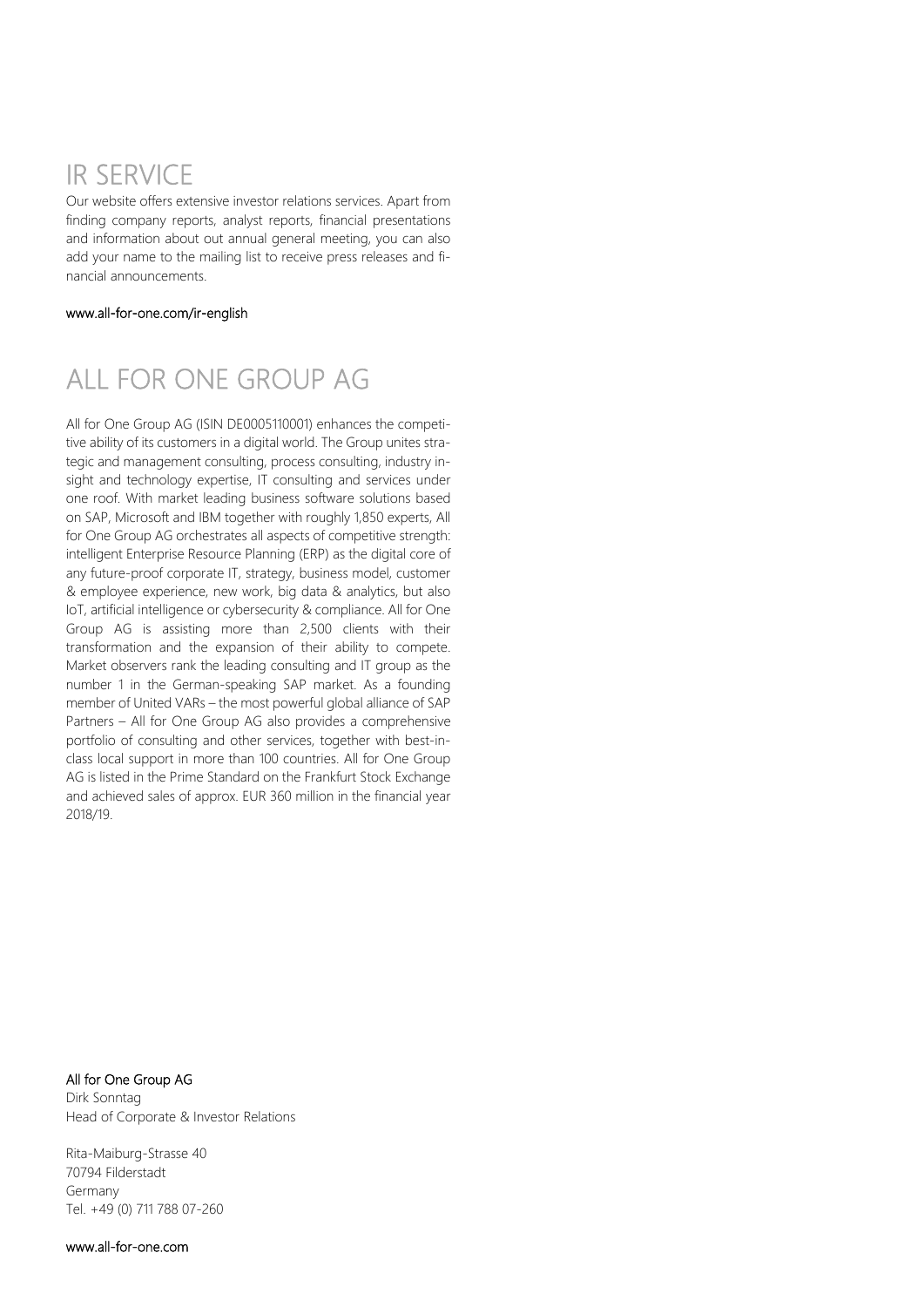# IR SERVICE

Our website offers extensive investor relations services. Apart from finding company reports, analyst reports, financial presentations and information about out annual general meeting, you can also add your name to the mailing list to receive press releases and financial announcements.

www.all-for-one.com/ir-english

# ALL FOR ONE GROUP AG

All for One Group AG (ISIN DE0005110001) enhances the competitive ability of its customers in a digital world. The Group unites strategic and management consulting, process consulting, industry insight and technology expertise, IT consulting and services under one roof. With market leading business software solutions based on SAP, Microsoft and IBM together with roughly 1,850 experts, All for One Group AG orchestrates all aspects of competitive strength: intelligent Enterprise Resource Planning (ERP) as the digital core of any future-proof corporate IT, strategy, business model, customer & employee experience, new work, big data & analytics, but also IoT, artificial intelligence or cybersecurity & compliance. All for One Group AG is assisting more than 2,500 clients with their transformation and the expansion of their ability to compete. Market observers rank the leading consulting and IT group as the number 1 in the German-speaking SAP market. As a founding member of United VARs – the most powerful global alliance of SAP Partners – All for One Group AG also provides a comprehensive portfolio of consulting and other services, together with best-in-class local support in more than 100 countries. All for One Group AG is listed in the Prime Standard on the Frankfurt Stock Exchange and achieved sales of approx. EUR 360 million in the financial year 2018/19.

All for One Group AG
Dirk Sonntag
Head of Corporate & Investor Relations

Rita-Maiburg-Strasse 40
70794 Filderstadt
Germany
Tel. +49 (0) 711 788 07-260

www.all-for-one.com